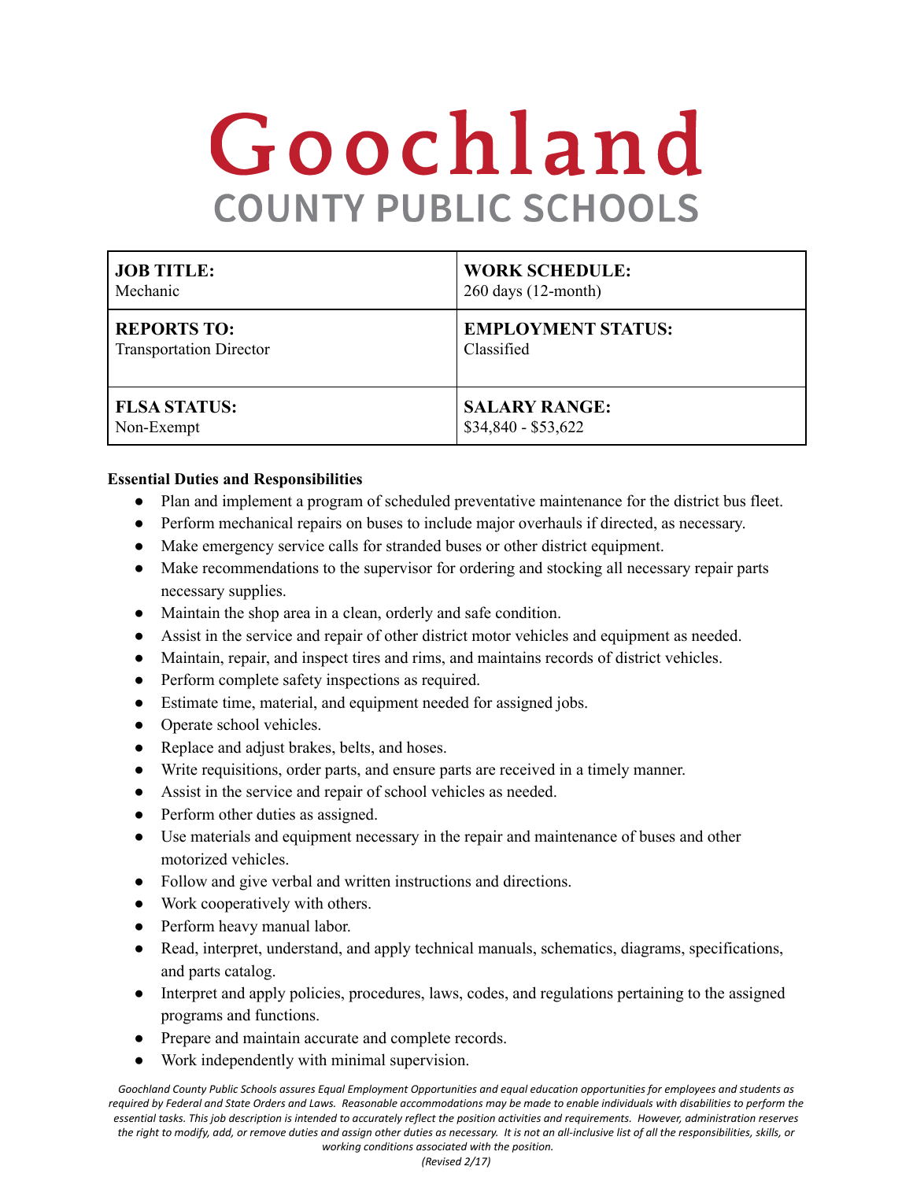# Goochland

## COUNTY PUBLIC SCHOOLS

| | |
|---|---|
| **JOB TITLE:**<br>Mechanic | **WORK SCHEDULE:**<br>260 days (12-month) |
| **REPORTS TO:**<br>Transportation Director | **EMPLOYMENT STATUS:**<br>Classified |
| **FLSA STATUS:**<br>Non-Exempt | **SALARY RANGE:**<br>$34,840 - $53,622 |

**Essential Duties and Responsibilities**

- Plan and implement a program of scheduled preventative maintenance for the district bus fleet.
- Perform mechanical repairs on buses to include major overhauls if directed, as necessary.
- Make emergency service calls for stranded buses or other district equipment.
- Make recommendations to the supervisor for ordering and stocking all necessary repair parts necessary supplies.
- Maintain the shop area in a clean, orderly and safe condition.
- Assist in the service and repair of other district motor vehicles and equipment as needed.
- Maintain, repair, and inspect tires and rims, and maintains records of district vehicles.
- Perform complete safety inspections as required.
- Estimate time, material, and equipment needed for assigned jobs.
- Operate school vehicles.
- Replace and adjust brakes, belts, and hoses.
- Write requisitions, order parts, and ensure parts are received in a timely manner.
- Assist in the service and repair of school vehicles as needed.
- Perform other duties as assigned.
- Use materials and equipment necessary in the repair and maintenance of buses and other motorized vehicles.
- Follow and give verbal and written instructions and directions.
- Work cooperatively with others.
- Perform heavy manual labor.
- Read, interpret, understand, and apply technical manuals, schematics, diagrams, specifications, and parts catalog.
- Interpret and apply policies, procedures, laws, codes, and regulations pertaining to the assigned programs and functions.
- Prepare and maintain accurate and complete records.
- Work independently with minimal supervision.

*Goochland County Public Schools assures Equal Employment Opportunities and equal education opportunities for employees and students as required by Federal and State Orders and Laws. Reasonable accommodations may be made to enable individuals with disabilities to perform the essential tasks. This job description is intended to accurately reflect the position activities and requirements. However, administration reserves the right to modify, add, or remove duties and assign other duties as necessary. It is not an all-inclusive list of all the responsibilities, skills, or working conditions associated with the position.*

*(Revised 2/17)*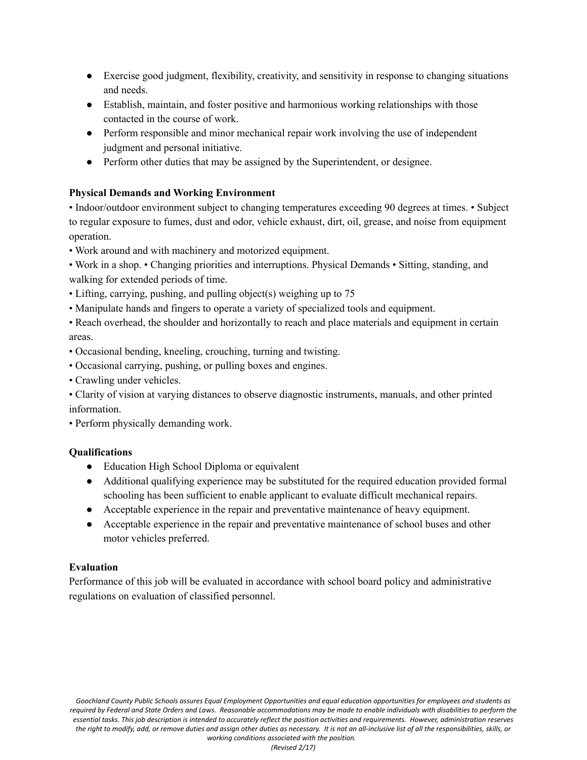- Exercise good judgment, flexibility, creativity, and sensitivity in response to changing situations and needs.
- Establish, maintain, and foster positive and harmonious working relationships with those contacted in the course of work.
- Perform responsible and minor mechanical repair work involving the use of independent judgment and personal initiative.
- Perform other duties that may be assigned by the Superintendent, or designee.

**Physical Demands and Working Environment**

• Indoor/outdoor environment subject to changing temperatures exceeding 90 degrees at times. • Subject to regular exposure to fumes, dust and odor, vehicle exhaust, dirt, oil, grease, and noise from equipment operation.

• Work around and with machinery and motorized equipment.

• Work in a shop. • Changing priorities and interruptions. Physical Demands • Sitting, standing, and walking for extended periods of time.

• Lifting, carrying, pushing, and pulling object(s) weighing up to 75

• Manipulate hands and fingers to operate a variety of specialized tools and equipment.

• Reach overhead, the shoulder and horizontally to reach and place materials and equipment in certain areas.

• Occasional bending, kneeling, crouching, turning and twisting.

• Occasional carrying, pushing, or pulling boxes and engines.

• Crawling under vehicles.

• Clarity of vision at varying distances to observe diagnostic instruments, manuals, and other printed information.

• Perform physically demanding work.

**Qualifications**

- Education High School Diploma or equivalent
- Additional qualifying experience may be substituted for the required education provided formal schooling has been sufficient to enable applicant to evaluate difficult mechanical repairs.
- Acceptable experience in the repair and preventative maintenance of heavy equipment.
- Acceptable experience in the repair and preventative maintenance of school buses and other motor vehicles preferred.

**Evaluation**

Performance of this job will be evaluated in accordance with school board policy and administrative regulations on evaluation of classified personnel.

*Goochland County Public Schools assures Equal Employment Opportunities and equal education opportunities for employees and students as required by Federal and State Orders and Laws. Reasonable accommodations may be made to enable individuals with disabilities to perform the essential tasks. This job description is intended to accurately reflect the position activities and requirements. However, administration reserves the right to modify, add, or remove duties and assign other duties as necessary. It is not an all-inclusive list of all the responsibilities, skills, or working conditions associated with the position.*

*(Revised 2/17)*